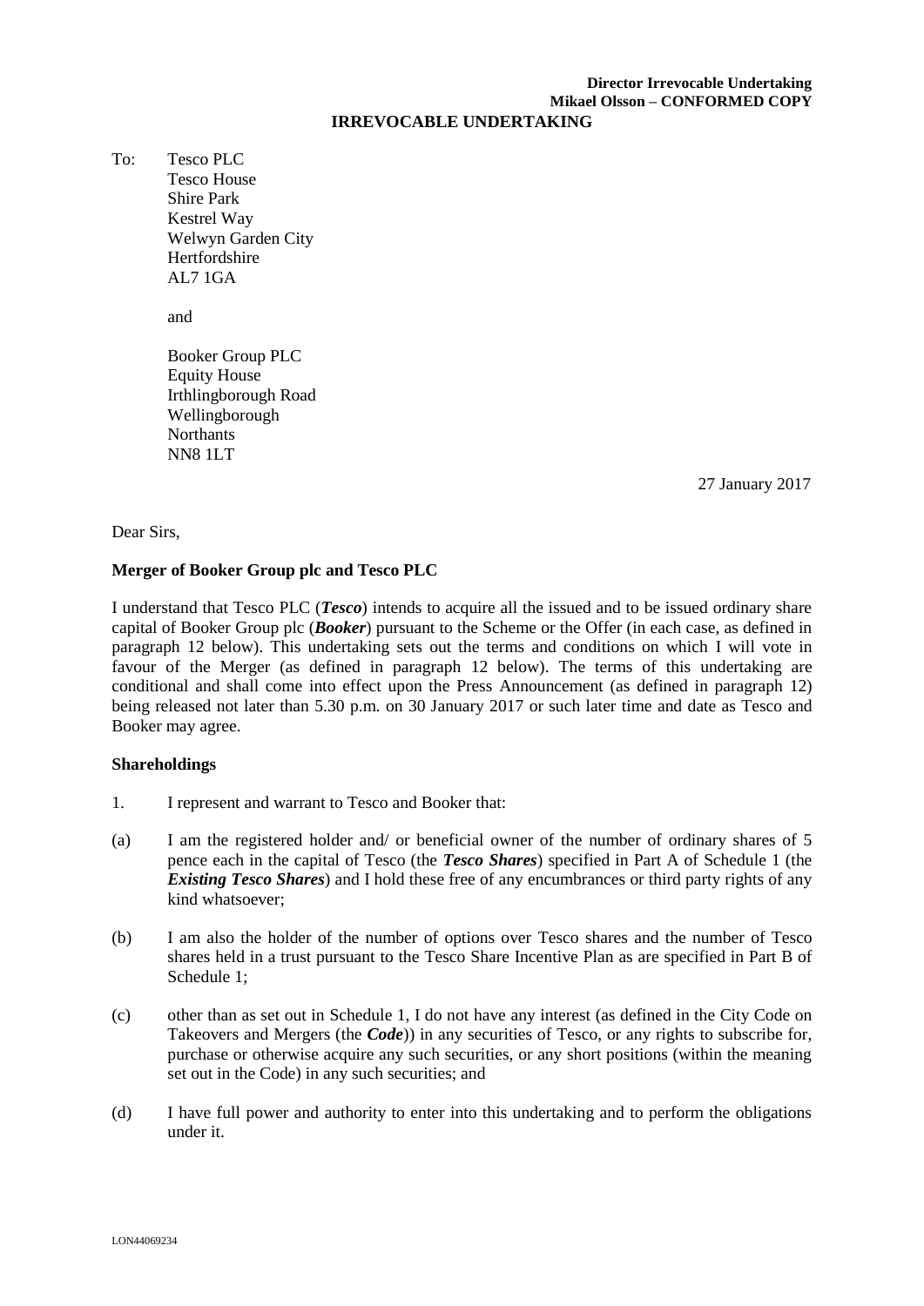**Director Irrevocable Undertaking**
**Mikael Olsson – CONFORMED COPY**

**IRREVOCABLE UNDERTAKING**

To: Tesco PLC
Tesco House
Shire Park
Kestrel Way
Welwyn Garden City
Hertfordshire
AL7 1GA

and

Booker Group PLC
Equity House
Irthlingborough Road
Wellingborough
Northants
NN8 1LT

27 January 2017

Dear Sirs,

**Merger of Booker Group plc and Tesco PLC**

I understand that Tesco PLC (***Tesco***) intends to acquire all the issued and to be issued ordinary share capital of Booker Group plc (***Booker***) pursuant to the Scheme or the Offer (in each case, as defined in paragraph 12 below). This undertaking sets out the terms and conditions on which I will vote in favour of the Merger (as defined in paragraph 12 below). The terms of this undertaking are conditional and shall come into effect upon the Press Announcement (as defined in paragraph 12) being released not later than 5.30 p.m. on 30 January 2017 or such later time and date as Tesco and Booker may agree.

**Shareholdings**

1. I represent and warrant to Tesco and Booker that:

(a) I am the registered holder and/ or beneficial owner of the number of ordinary shares of 5 pence each in the capital of Tesco (the ***Tesco Shares***) specified in Part A of Schedule 1 (the ***Existing Tesco Shares***) and I hold these free of any encumbrances or third party rights of any kind whatsoever;

(b) I am also the holder of the number of options over Tesco shares and the number of Tesco shares held in a trust pursuant to the Tesco Share Incentive Plan as are specified in Part B of Schedule 1;

(c) other than as set out in Schedule 1, I do not have any interest (as defined in the City Code on Takeovers and Mergers (the ***Code***)) in any securities of Tesco, or any rights to subscribe for, purchase or otherwise acquire any such securities, or any short positions (within the meaning set out in the Code) in any such securities; and

(d) I have full power and authority to enter into this undertaking and to perform the obligations under it.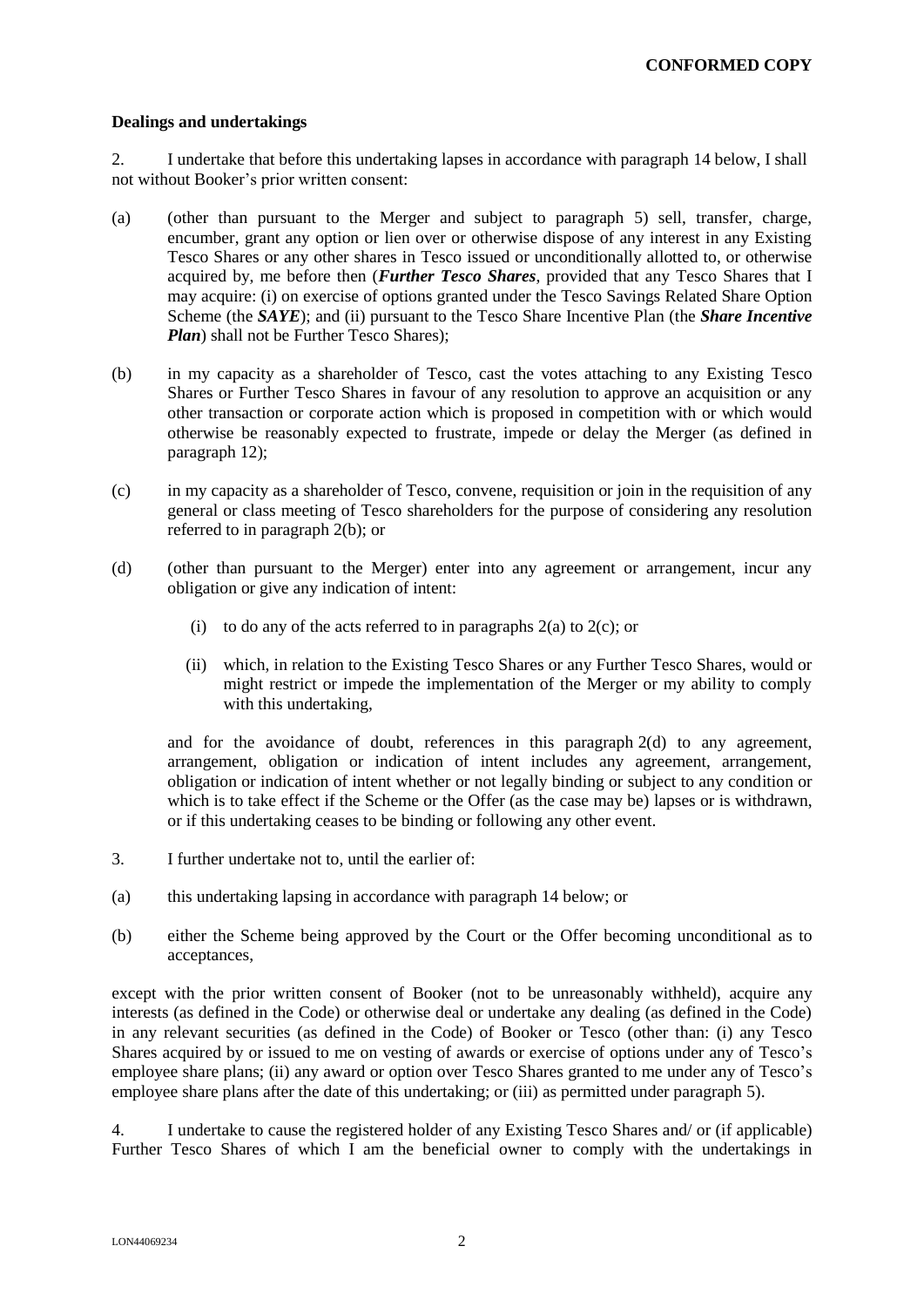**CONFORMED COPY**

**Dealings and undertakings**

2. I undertake that before this undertaking lapses in accordance with paragraph 14 below, I shall not without Booker's prior written consent:

(a) (other than pursuant to the Merger and subject to paragraph 5) sell, transfer, charge, encumber, grant any option or lien over or otherwise dispose of any interest in any Existing Tesco Shares or any other shares in Tesco issued or unconditionally allotted to, or otherwise acquired by, me before then (***Further Tesco Shares***, provided that any Tesco Shares that I may acquire: (i) on exercise of options granted under the Tesco Savings Related Share Option Scheme (the ***SAYE***); and (ii) pursuant to the Tesco Share Incentive Plan (the ***Share Incentive Plan***) shall not be Further Tesco Shares);

(b) in my capacity as a shareholder of Tesco, cast the votes attaching to any Existing Tesco Shares or Further Tesco Shares in favour of any resolution to approve an acquisition or any other transaction or corporate action which is proposed in competition with or which would otherwise be reasonably expected to frustrate, impede or delay the Merger (as defined in paragraph 12);

(c) in my capacity as a shareholder of Tesco, convene, requisition or join in the requisition of any general or class meeting of Tesco shareholders for the purpose of considering any resolution referred to in paragraph 2(b); or

(d) (other than pursuant to the Merger) enter into any agreement or arrangement, incur any obligation or give any indication of intent:

   (i) to do any of the acts referred to in paragraphs 2(a) to 2(c); or

   (ii) which, in relation to the Existing Tesco Shares or any Further Tesco Shares, would or might restrict or impede the implementation of the Merger or my ability to comply with this undertaking,

   and for the avoidance of doubt, references in this paragraph 2(d) to any agreement, arrangement, obligation or indication of intent includes any agreement, arrangement, obligation or indication of intent whether or not legally binding or subject to any condition or which is to take effect if the Scheme or the Offer (as the case may be) lapses or is withdrawn, or if this undertaking ceases to be binding or following any other event.

3. I further undertake not to, until the earlier of:

(a) this undertaking lapsing in accordance with paragraph 14 below; or

(b) either the Scheme being approved by the Court or the Offer becoming unconditional as to acceptances,

except with the prior written consent of Booker (not to be unreasonably withheld), acquire any interests (as defined in the Code) or otherwise deal or undertake any dealing (as defined in the Code) in any relevant securities (as defined in the Code) of Booker or Tesco (other than: (i) any Tesco Shares acquired by or issued to me on vesting of awards or exercise of options under any of Tesco's employee share plans; (ii) any award or option over Tesco Shares granted to me under any of Tesco's employee share plans after the date of this undertaking; or (iii) as permitted under paragraph 5).

4. I undertake to cause the registered holder of any Existing Tesco Shares and/ or (if applicable) Further Tesco Shares of which I am the beneficial owner to comply with the undertakings in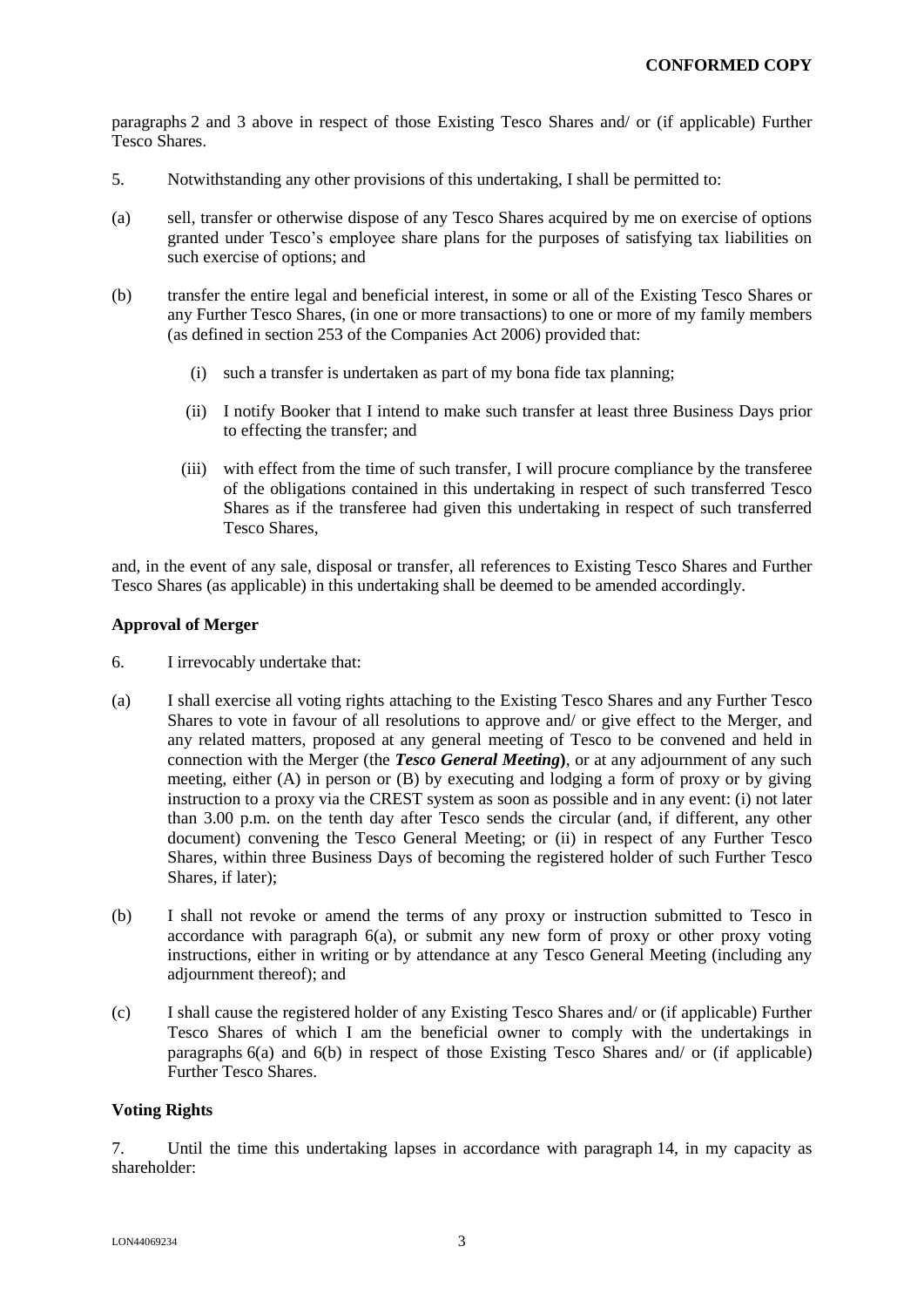paragraphs 2 and 3 above in respect of those Existing Tesco Shares and/ or (if applicable) Further Tesco Shares.

5. Notwithstanding any other provisions of this undertaking, I shall be permitted to:

(a) sell, transfer or otherwise dispose of any Tesco Shares acquired by me on exercise of options granted under Tesco's employee share plans for the purposes of satisfying tax liabilities on such exercise of options; and

(b) transfer the entire legal and beneficial interest, in some or all of the Existing Tesco Shares or any Further Tesco Shares, (in one or more transactions) to one or more of my family members (as defined in section 253 of the Companies Act 2006) provided that:

   (i) such a transfer is undertaken as part of my bona fide tax planning;

   (ii) I notify Booker that I intend to make such transfer at least three Business Days prior to effecting the transfer; and

   (iii) with effect from the time of such transfer, I will procure compliance by the transferee of the obligations contained in this undertaking in respect of such transferred Tesco Shares as if the transferee had given this undertaking in respect of such transferred Tesco Shares,

and, in the event of any sale, disposal or transfer, all references to Existing Tesco Shares and Further Tesco Shares (as applicable) in this undertaking shall be deemed to be amended accordingly.

**Approval of Merger**

6. I irrevocably undertake that:

(a) I shall exercise all voting rights attaching to the Existing Tesco Shares and any Further Tesco Shares to vote in favour of all resolutions to approve and/ or give effect to the Merger, and any related matters, proposed at any general meeting of Tesco to be convened and held in connection with the Merger (the ***Tesco General Meeting***), or at any adjournment of any such meeting, either (A) in person or (B) by executing and lodging a form of proxy or by giving instruction to a proxy via the CREST system as soon as possible and in any event: (i) not later than 3.00 p.m. on the tenth day after Tesco sends the circular (and, if different, any other document) convening the Tesco General Meeting; or (ii) in respect of any Further Tesco Shares, within three Business Days of becoming the registered holder of such Further Tesco Shares, if later);

(b) I shall not revoke or amend the terms of any proxy or instruction submitted to Tesco in accordance with paragraph 6(a), or submit any new form of proxy or other proxy voting instructions, either in writing or by attendance at any Tesco General Meeting (including any adjournment thereof); and

(c) I shall cause the registered holder of any Existing Tesco Shares and/ or (if applicable) Further Tesco Shares of which I am the beneficial owner to comply with the undertakings in paragraphs 6(a) and 6(b) in respect of those Existing Tesco Shares and/ or (if applicable) Further Tesco Shares.

**Voting Rights**

7. Until the time this undertaking lapses in accordance with paragraph 14, in my capacity as shareholder: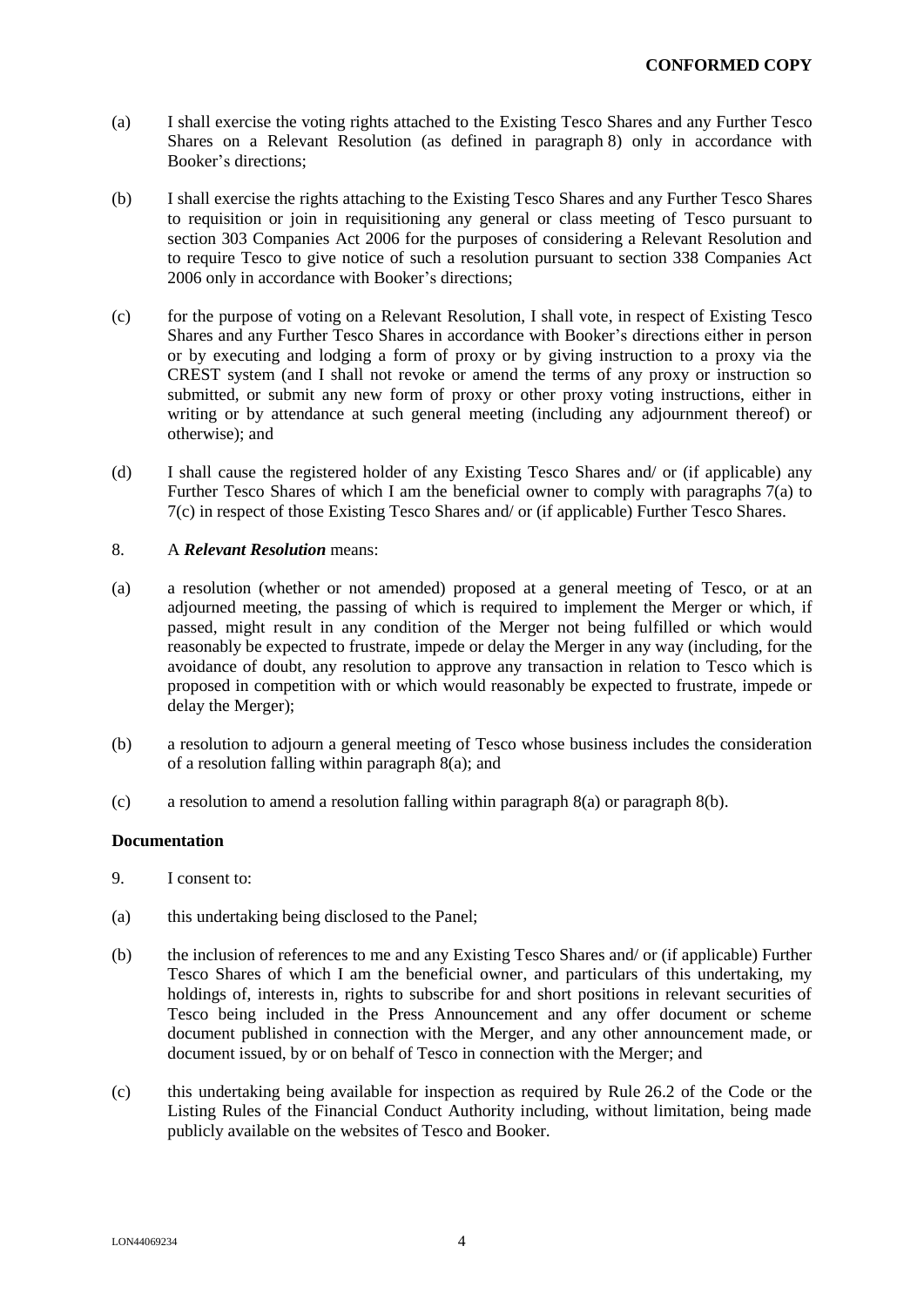(a) I shall exercise the voting rights attached to the Existing Tesco Shares and any Further Tesco Shares on a Relevant Resolution (as defined in paragraph 8) only in accordance with Booker's directions;

(b) I shall exercise the rights attaching to the Existing Tesco Shares and any Further Tesco Shares to requisition or join in requisitioning any general or class meeting of Tesco pursuant to section 303 Companies Act 2006 for the purposes of considering a Relevant Resolution and to require Tesco to give notice of such a resolution pursuant to section 338 Companies Act 2006 only in accordance with Booker's directions;

(c) for the purpose of voting on a Relevant Resolution, I shall vote, in respect of Existing Tesco Shares and any Further Tesco Shares in accordance with Booker's directions either in person or by executing and lodging a form of proxy or by giving instruction to a proxy via the CREST system (and I shall not revoke or amend the terms of any proxy or instruction so submitted, or submit any new form of proxy or other proxy voting instructions, either in writing or by attendance at such general meeting (including any adjournment thereof) or otherwise); and

(d) I shall cause the registered holder of any Existing Tesco Shares and/ or (if applicable) any Further Tesco Shares of which I am the beneficial owner to comply with paragraphs 7(a) to 7(c) in respect of those Existing Tesco Shares and/ or (if applicable) Further Tesco Shares.

8. A ***Relevant Resolution*** means:

(a) a resolution (whether or not amended) proposed at a general meeting of Tesco, or at an adjourned meeting, the passing of which is required to implement the Merger or which, if passed, might result in any condition of the Merger not being fulfilled or which would reasonably be expected to frustrate, impede or delay the Merger in any way (including, for the avoidance of doubt, any resolution to approve any transaction in relation to Tesco which is proposed in competition with or which would reasonably be expected to frustrate, impede or delay the Merger);

(b) a resolution to adjourn a general meeting of Tesco whose business includes the consideration of a resolution falling within paragraph 8(a); and

(c) a resolution to amend a resolution falling within paragraph 8(a) or paragraph 8(b).

**Documentation**

9. I consent to:

(a) this undertaking being disclosed to the Panel;

(b) the inclusion of references to me and any Existing Tesco Shares and/ or (if applicable) Further Tesco Shares of which I am the beneficial owner, and particulars of this undertaking, my holdings of, interests in, rights to subscribe for and short positions in relevant securities of Tesco being included in the Press Announcement and any offer document or scheme document published in connection with the Merger, and any other announcement made, or document issued, by or on behalf of Tesco in connection with the Merger; and

(c) this undertaking being available for inspection as required by Rule 26.2 of the Code or the Listing Rules of the Financial Conduct Authority including, without limitation, being made publicly available on the websites of Tesco and Booker.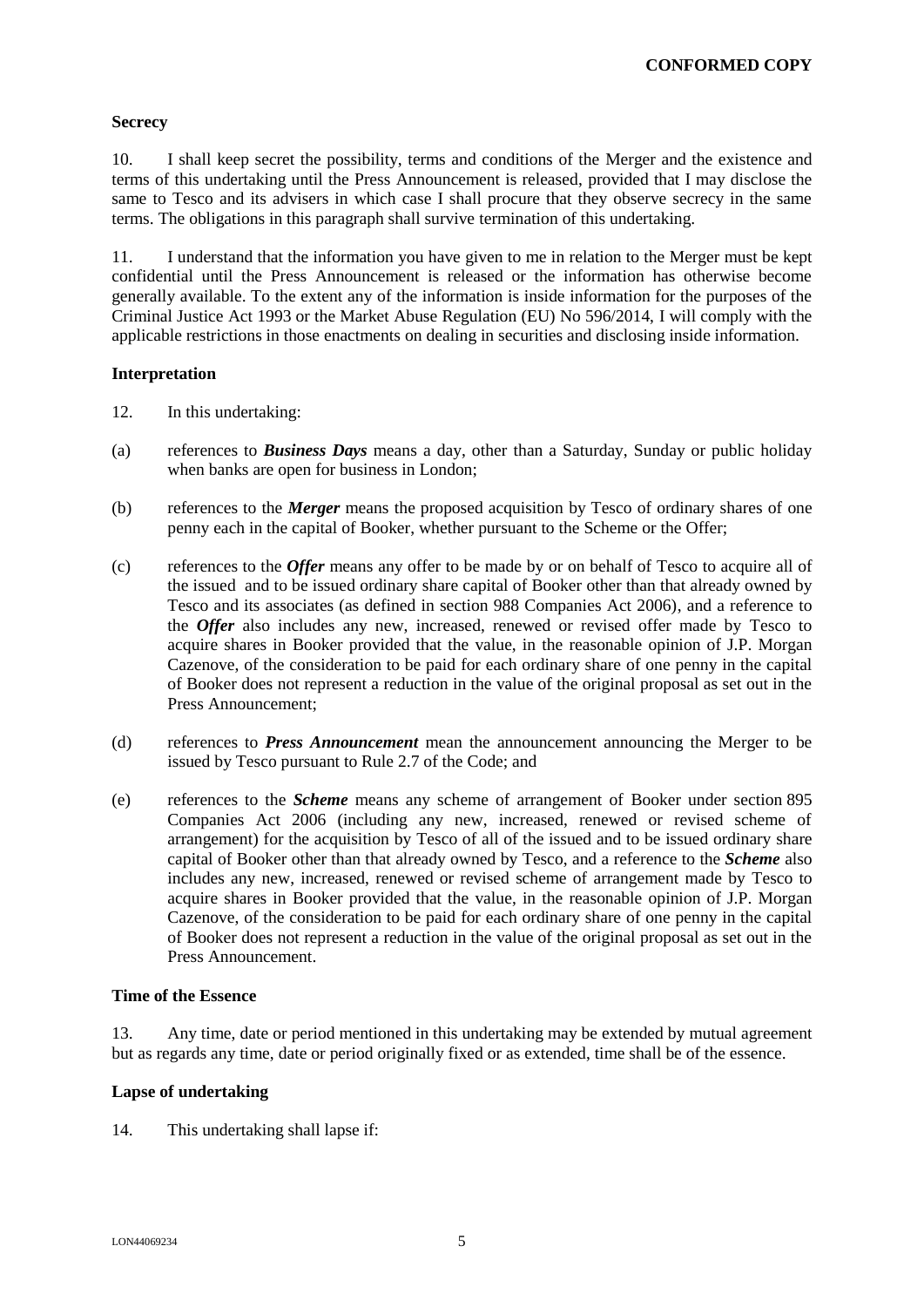**Secrecy**

10. I shall keep secret the possibility, terms and conditions of the Merger and the existence and terms of this undertaking until the Press Announcement is released, provided that I may disclose the same to Tesco and its advisers in which case I shall procure that they observe secrecy in the same terms. The obligations in this paragraph shall survive termination of this undertaking.

11. I understand that the information you have given to me in relation to the Merger must be kept confidential until the Press Announcement is released or the information has otherwise become generally available. To the extent any of the information is inside information for the purposes of the Criminal Justice Act 1993 or the Market Abuse Regulation (EU) No 596/2014, I will comply with the applicable restrictions in those enactments on dealing in securities and disclosing inside information.

**Interpretation**

12. In this undertaking:

(a) references to ***Business Days*** means a day, other than a Saturday, Sunday or public holiday when banks are open for business in London;

(b) references to the ***Merger*** means the proposed acquisition by Tesco of ordinary shares of one penny each in the capital of Booker, whether pursuant to the Scheme or the Offer;

(c) references to the ***Offer*** means any offer to be made by or on behalf of Tesco to acquire all of the issued and to be issued ordinary share capital of Booker other than that already owned by Tesco and its associates (as defined in section 988 Companies Act 2006), and a reference to the ***Offer*** also includes any new, increased, renewed or revised offer made by Tesco to acquire shares in Booker provided that the value, in the reasonable opinion of J.P. Morgan Cazenove, of the consideration to be paid for each ordinary share of one penny in the capital of Booker does not represent a reduction in the value of the original proposal as set out in the Press Announcement;

(d) references to ***Press Announcement*** mean the announcement announcing the Merger to be issued by Tesco pursuant to Rule 2.7 of the Code; and

(e) references to the ***Scheme*** means any scheme of arrangement of Booker under section 895 Companies Act 2006 (including any new, increased, renewed or revised scheme of arrangement) for the acquisition by Tesco of all of the issued and to be issued ordinary share capital of Booker other than that already owned by Tesco, and a reference to the ***Scheme*** also includes any new, increased, renewed or revised scheme of arrangement made by Tesco to acquire shares in Booker provided that the value, in the reasonable opinion of J.P. Morgan Cazenove, of the consideration to be paid for each ordinary share of one penny in the capital of Booker does not represent a reduction in the value of the original proposal as set out in the Press Announcement.

**Time of the Essence**

13. Any time, date or period mentioned in this undertaking may be extended by mutual agreement but as regards any time, date or period originally fixed or as extended, time shall be of the essence.

**Lapse of undertaking**

14. This undertaking shall lapse if: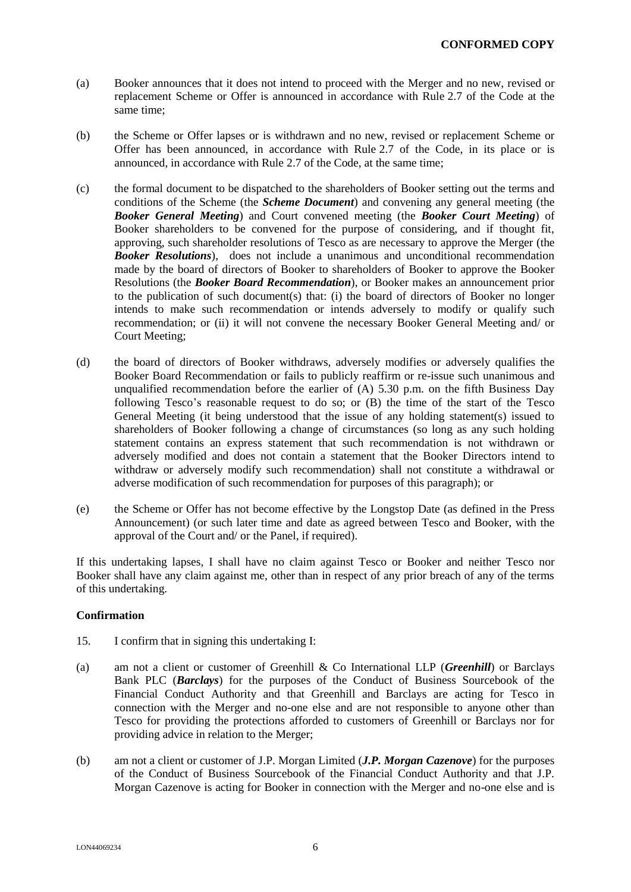(a) Booker announces that it does not intend to proceed with the Merger and no new, revised or replacement Scheme or Offer is announced in accordance with Rule 2.7 of the Code at the same time;

(b) the Scheme or Offer lapses or is withdrawn and no new, revised or replacement Scheme or Offer has been announced, in accordance with Rule 2.7 of the Code, in its place or is announced, in accordance with Rule 2.7 of the Code, at the same time;

(c) the formal document to be dispatched to the shareholders of Booker setting out the terms and conditions of the Scheme (the ***Scheme Document***) and convening any general meeting (the ***Booker General Meeting***) and Court convened meeting (the ***Booker Court Meeting***) of Booker shareholders to be convened for the purpose of considering, and if thought fit, approving, such shareholder resolutions of Tesco as are necessary to approve the Merger (the ***Booker Resolutions***), does not include a unanimous and unconditional recommendation made by the board of directors of Booker to shareholders of Booker to approve the Booker Resolutions (the ***Booker Board Recommendation***), or Booker makes an announcement prior to the publication of such document(s) that: (i) the board of directors of Booker no longer intends to make such recommendation or intends adversely to modify or qualify such recommendation; or (ii) it will not convene the necessary Booker General Meeting and/ or Court Meeting;

(d) the board of directors of Booker withdraws, adversely modifies or adversely qualifies the Booker Board Recommendation or fails to publicly reaffirm or re-issue such unanimous and unqualified recommendation before the earlier of (A) 5.30 p.m. on the fifth Business Day following Tesco's reasonable request to do so; or (B) the time of the start of the Tesco General Meeting (it being understood that the issue of any holding statement(s) issued to shareholders of Booker following a change of circumstances (so long as any such holding statement contains an express statement that such recommendation is not withdrawn or adversely modified and does not contain a statement that the Booker Directors intend to withdraw or adversely modify such recommendation) shall not constitute a withdrawal or adverse modification of such recommendation for purposes of this paragraph); or

(e) the Scheme or Offer has not become effective by the Longstop Date (as defined in the Press Announcement) (or such later time and date as agreed between Tesco and Booker, with the approval of the Court and/ or the Panel, if required).

If this undertaking lapses, I shall have no claim against Tesco or Booker and neither Tesco nor Booker shall have any claim against me, other than in respect of any prior breach of any of the terms of this undertaking.

**Confirmation**

15. I confirm that in signing this undertaking I:

(a) am not a client or customer of Greenhill & Co International LLP (***Greenhill***) or Barclays Bank PLC (***Barclays***) for the purposes of the Conduct of Business Sourcebook of the Financial Conduct Authority and that Greenhill and Barclays are acting for Tesco in connection with the Merger and no-one else and are not responsible to anyone other than Tesco for providing the protections afforded to customers of Greenhill or Barclays nor for providing advice in relation to the Merger;

(b) am not a client or customer of J.P. Morgan Limited (***J.P. Morgan Cazenove***) for the purposes of the Conduct of Business Sourcebook of the Financial Conduct Authority and that J.P. Morgan Cazenove is acting for Booker in connection with the Merger and no-one else and is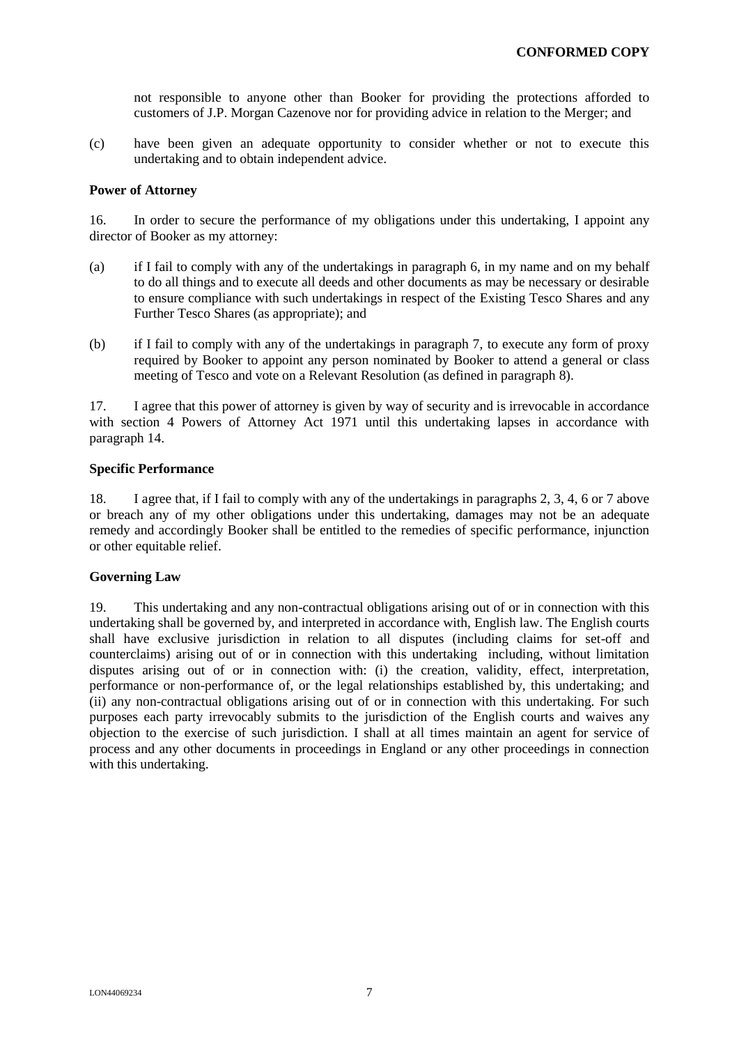not responsible to anyone other than Booker for providing the protections afforded to customers of J.P. Morgan Cazenove nor for providing advice in relation to the Merger; and

(c) have been given an adequate opportunity to consider whether or not to execute this undertaking and to obtain independent advice.

**Power of Attorney**

16. In order to secure the performance of my obligations under this undertaking, I appoint any director of Booker as my attorney:

(a) if I fail to comply with any of the undertakings in paragraph 6, in my name and on my behalf to do all things and to execute all deeds and other documents as may be necessary or desirable to ensure compliance with such undertakings in respect of the Existing Tesco Shares and any Further Tesco Shares (as appropriate); and

(b) if I fail to comply with any of the undertakings in paragraph 7, to execute any form of proxy required by Booker to appoint any person nominated by Booker to attend a general or class meeting of Tesco and vote on a Relevant Resolution (as defined in paragraph 8).

17. I agree that this power of attorney is given by way of security and is irrevocable in accordance with section 4 Powers of Attorney Act 1971 until this undertaking lapses in accordance with paragraph 14.

**Specific Performance**

18. I agree that, if I fail to comply with any of the undertakings in paragraphs 2, 3, 4, 6 or 7 above or breach any of my other obligations under this undertaking, damages may not be an adequate remedy and accordingly Booker shall be entitled to the remedies of specific performance, injunction or other equitable relief.

**Governing Law**

19. This undertaking and any non-contractual obligations arising out of or in connection with this undertaking shall be governed by, and interpreted in accordance with, English law. The English courts shall have exclusive jurisdiction in relation to all disputes (including claims for set-off and counterclaims) arising out of or in connection with this undertaking including, without limitation disputes arising out of or in connection with: (i) the creation, validity, effect, interpretation, performance or non-performance of, or the legal relationships established by, this undertaking; and (ii) any non-contractual obligations arising out of or in connection with this undertaking. For such purposes each party irrevocably submits to the jurisdiction of the English courts and waives any objection to the exercise of such jurisdiction. I shall at all times maintain an agent for service of process and any other documents in proceedings in England or any other proceedings in connection with this undertaking.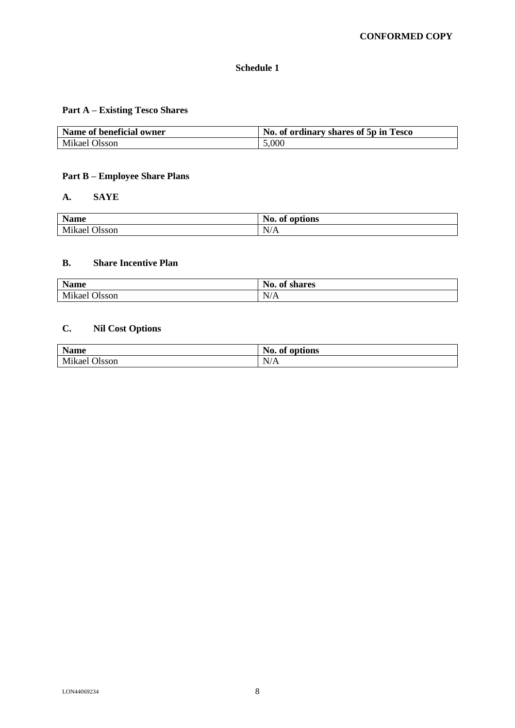**CONFORMED COPY**

# Schedule 1

## Part A – Existing Tesco Shares

| Name of beneficial owner | No. of ordinary shares of 5p in Tesco |
|---|---|
| Mikael Olsson | 5,000 |

## Part B – Employee Share Plans

### A. SAYE

| Name | No. of options |
|---|---|
| Mikael Olsson | N/A |

### B. Share Incentive Plan

| Name | No. of shares |
|---|---|
| Mikael Olsson | N/A |

### C. Nil Cost Options

| Name | No. of options |
|---|---|
| Mikael Olsson | N/A |

LON44069234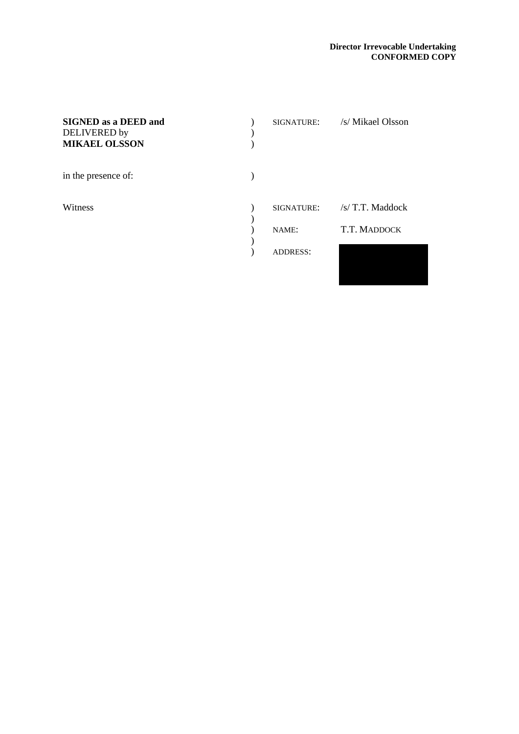| | | | |
|---|---|---|---|
| **SIGNED as a DEED and** DELIVERED by **MIKAEL OLSSON** | ) | SIGNATURE: | /s/ Mikael Olsson |
| in the presence of: | ) | | |
| Witness | ) | SIGNATURE: | /s/ T.T. Maddock |
| | ) | NAME: | T.T. MADDOCK |
| | ) | ADDRESS: | |